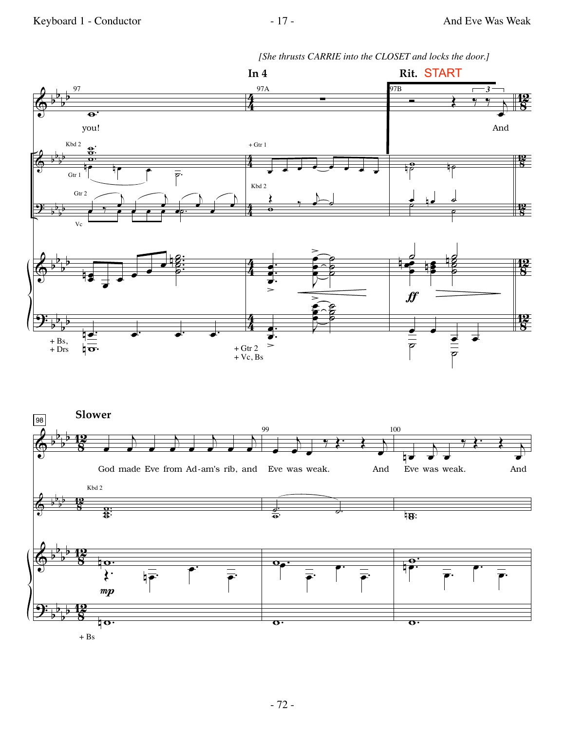*[She thrusts CARRIE into the CLOSET and locks the door.]*

**In 4**

**Rit.** START

97 97A 97B

you!

And

Kbd 2

Gtr 1

+ Gtr 1

Gtr 2

Kbd 2

Vc

*ff*

+ Bs,
+ Drs

+ Gtr 2
+ Vc, Bs

98 **Slower**

99 100

God made Eve from Ad-am's rib, and Eve was weak. And Eve was weak. And

Kbd 2

*mp*

+ Bs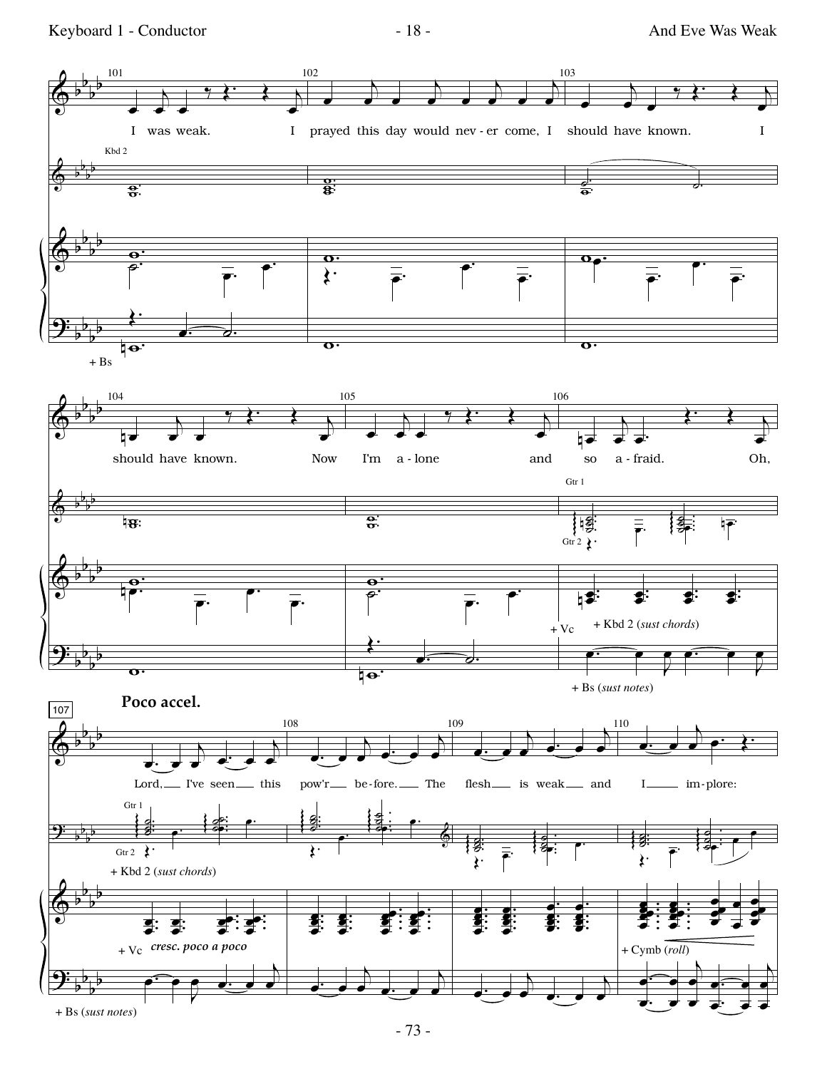101 102 103

I was weak. I prayed this day would nev - er come, I should have known. I

Kbd 2

+ Bs

104 105 106

should have known. Now I'm a - lone and so a - fraid. Oh,

Gtr 1

Gtr 2

+ Vc + Kbd 2 (*sust chords*)

+ Bs (*sust notes*)

107

**Poco accel.**

108 109 110

Lord, I've seen this pow'r be - fore. The flesh is weak and I im - plore:

Gtr 1

Gtr 2

+ Kbd 2 (*sust chords*)

+ Vc *cresc. poco a poco*

+ Cymb (*roll*)

+ Bs (*sust notes*)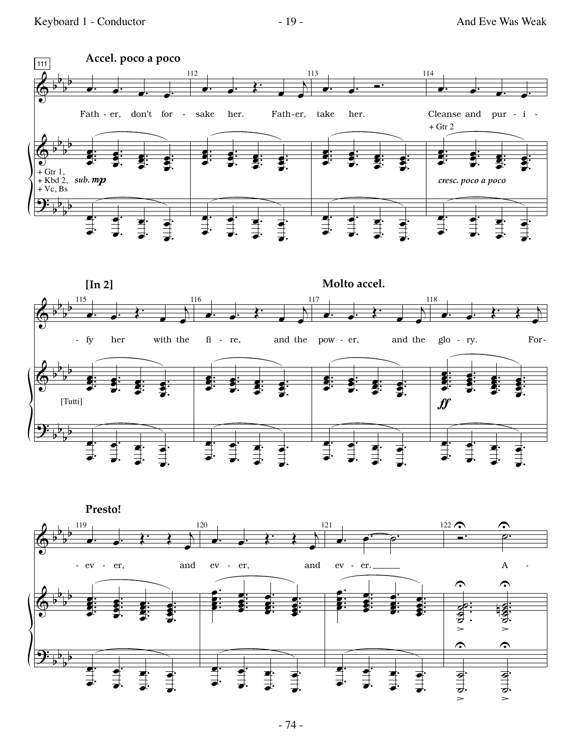**Accel. poco a poco**

111 112 113 114

Fath - er, don't for - sake her. Fath-er, take her. Cleanse and pur - i -

+ Gtr 2

+ Gtr 1,
+ Kbd 2,
+ Vc, Bs

*sub.* ***mp***

*cresc. poco a poco*

**[In 2]**

**Molto accel.**

115 116 117 118

- fy her with the fi - re, and the pow - er, and the glo - ry. For-

[Tutti]

***ff***

**Presto!**

119 120 121 122

- ev - er, and ev - er, and ev - er. A -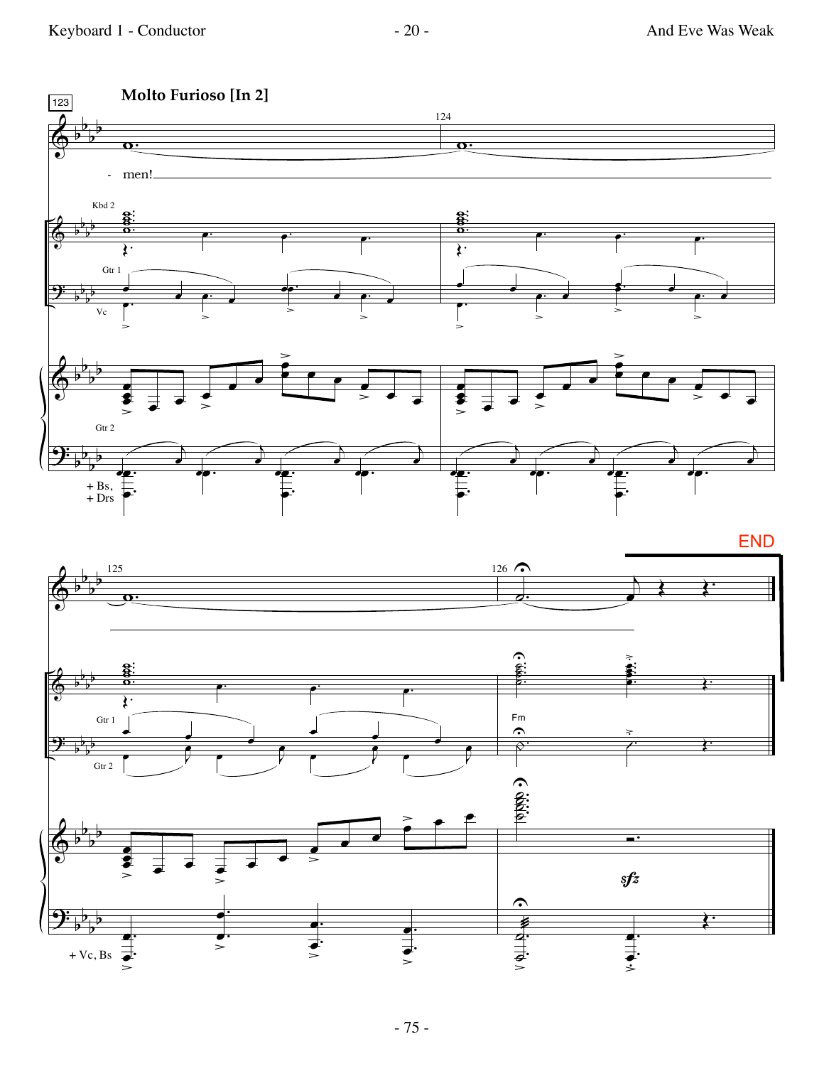**Molto Furioso [In 2]**

123

124

- men!

Kbd 2

Gtr 1

Vc

Gtr 2

+ Bs, + Drs

125

126

END

Gtr 1

Gtr 2

Fm

*sfz*

+ Vc, Bs